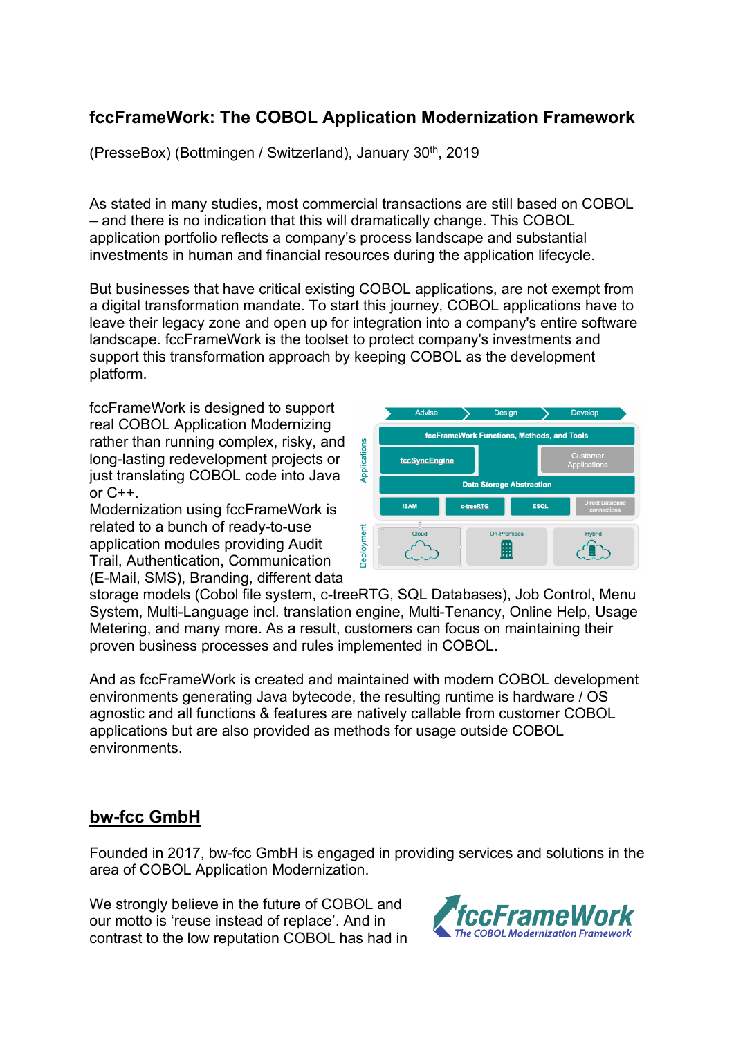# fccFrameWork: The COBOL Application Modernization Framework

(PresseBox) (Bottmingen / Switzerland), January 30th, 2019

As stated in many studies, most commercial transactions are still based on COBOL – and there is no indication that this will dramatically change. This COBOL application portfolio reflects a company's process landscape and substantial investments in human and financial resources during the application lifecycle.

But businesses that have critical existing COBOL applications, are not exempt from a digital transformation mandate. To start this journey, COBOL applications have to leave their legacy zone and open up for integration into a company's entire software landscape. fccFrameWork is the toolset to protect company's investments and support this transformation approach by keeping COBOL as the development platform.

fccFrameWork is designed to support real COBOL Application Modernizing rather than running complex, risky, and long-lasting redevelopment projects or just translating COBOL code into Java or C++.
Modernization using fccFrameWork is related to a bunch of ready-to-use application modules providing Audit Trail, Authentication, Communication (E-Mail, SMS), Branding, different data storage models (Cobol file system, c-treeRTG, SQL Databases), Job Control, Menu System, Multi-Language incl. translation engine, Multi-Tenancy, Online Help, Usage Metering, and many more. As a result, customers can focus on maintaining their proven business processes and rules implemented in COBOL.

And as fccFrameWork is created and maintained with modern COBOL development environments generating Java bytecode, the resulting runtime is hardware / OS agnostic and all functions & features are natively callable from customer COBOL applications but are also provided as methods for usage outside COBOL environments.

## bw-fcc GmbH

Founded in 2017, bw-fcc GmbH is engaged in providing services and solutions in the area of COBOL Application Modernization.

We strongly believe in the future of COBOL and our motto is 'reuse instead of replace'. And in contrast to the low reputation COBOL has had in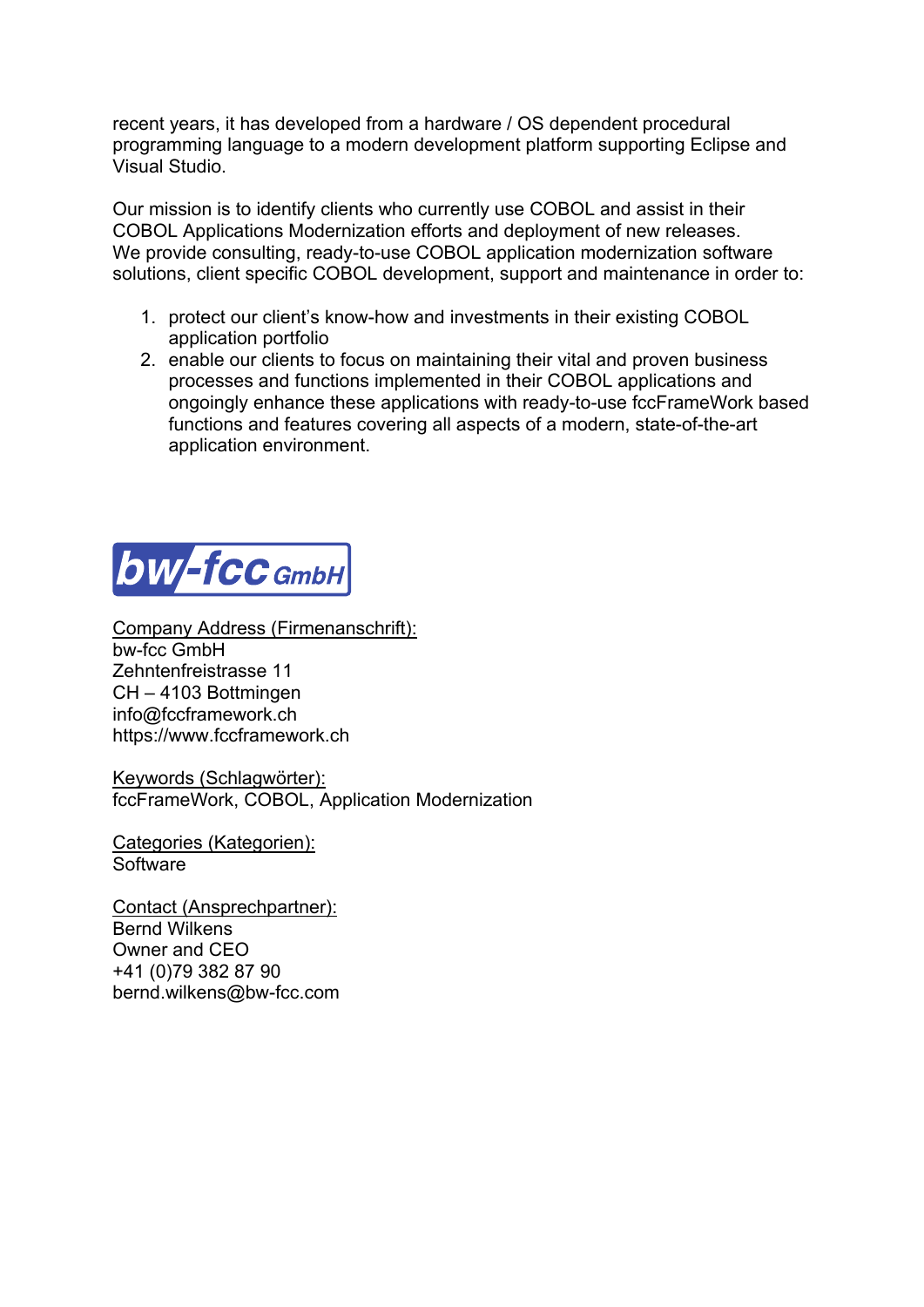recent years, it has developed from a hardware / OS dependent procedural programming language to a modern development platform supporting Eclipse and Visual Studio.

Our mission is to identify clients who currently use COBOL and assist in their COBOL Applications Modernization efforts and deployment of new releases. We provide consulting, ready-to-use COBOL application modernization software solutions, client specific COBOL development, support and maintenance in order to:

1. protect our client's know-how and investments in their existing COBOL application portfolio
2. enable our clients to focus on maintaining their vital and proven business processes and functions implemented in their COBOL applications and ongoingly enhance these applications with ready-to-use fccFrameWork based functions and features covering all aspects of a modern, state-of-the-art application environment.

bw-fcc GmbH

Company Address (Firmenanschrift):
bw-fcc GmbH
Zehntenfreistrasse 11
CH – 4103 Bottmingen
info@fccframework.ch
https://www.fccframework.ch

Keywords (Schlagwörter):
fccFrameWork, COBOL, Application Modernization

Categories (Kategorien):
Software

Contact (Ansprechpartner):
Bernd Wilkens
Owner and CEO
+41 (0)79 382 87 90
bernd.wilkens@bw-fcc.com